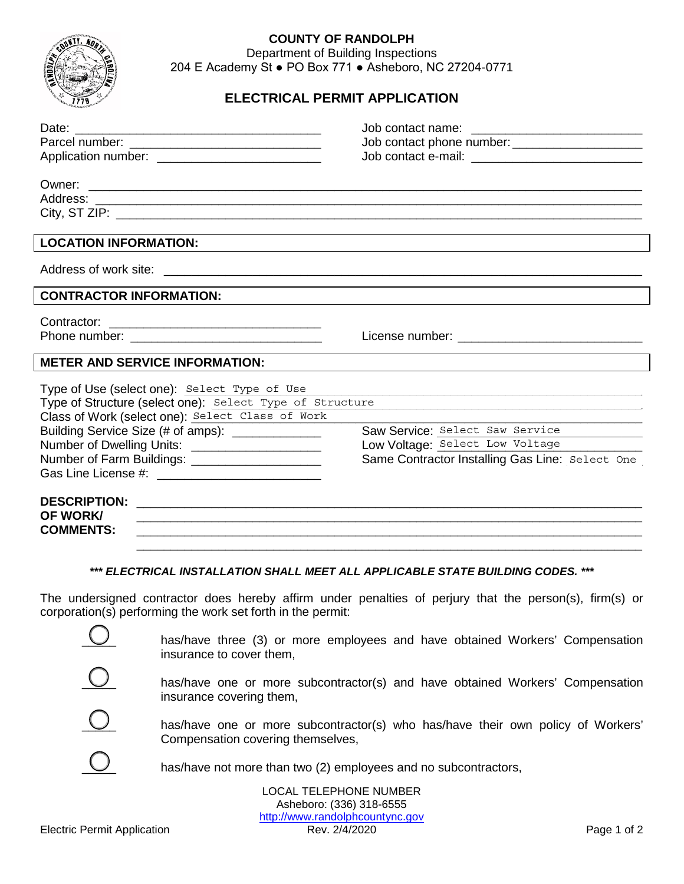**COUNTY OF RANDOLPH**
Department of Building Inspections
204 E Academy St ● PO Box 771 ● Asheboro, NC 27204-0771

# ELECTRICAL PERMIT APPLICATION

Date: ____________________________________ Job contact name: ________________________
Parcel number: ____________________________ Job contact phone number: __________________
Application number: _________________________ Job contact e-mail: ________________________

Owner: ______________________________________________________________________________
Address: _____________________________________________________________________________
City, ST ZIP: __________________________________________________________________________

## LOCATION INFORMATION:

Address of work site: ____________________________________________________________________

## CONTRACTOR INFORMATION:

Contractor: ______________________________
Phone number: ___________________________ License number: ___________________________

## METER AND SERVICE INFORMATION:

Type of Use (select one): Select Type of Use
Type of Structure (select one): Select Type of Structure
Class of Work (select one): Select Class of Work
Building Service Size (# of amps): ____________ Saw Service: Select Saw Service
Number of Dwelling Units: _________________ Low Voltage: Select Low Voltage
Number of Farm Buildings: _________________ Same Contractor Installing Gas Line: Select One
Gas Line License #: _______________________

**DESCRIPTION: OF WORK/ COMMENTS:** ___________________________________________________________
___________________________________________________________
___________________________________________________________
___________________________________________________________

***\*\*\* ELECTRICAL INSTALLATION SHALL MEET ALL APPLICABLE STATE BUILDING CODES. \*\*\****

The undersigned contractor does hereby affirm under penalties of perjury that the person(s), firm(s) or corporation(s) performing the work set forth in the permit:

◯ has/have three (3) or more employees and have obtained Workers' Compensation insurance to cover them,

◯ has/have one or more subcontractor(s) and have obtained Workers' Compensation insurance covering them,

◯ has/have one or more subcontractor(s) who has/have their own policy of Workers' Compensation covering themselves,

◯ has/have not more than two (2) employees and no subcontractors,

LOCAL TELEPHONE NUMBER
Asheboro: (336) 318-6555
http://www.randolphcountync.gov

Electric Permit Application Rev. 2/4/2020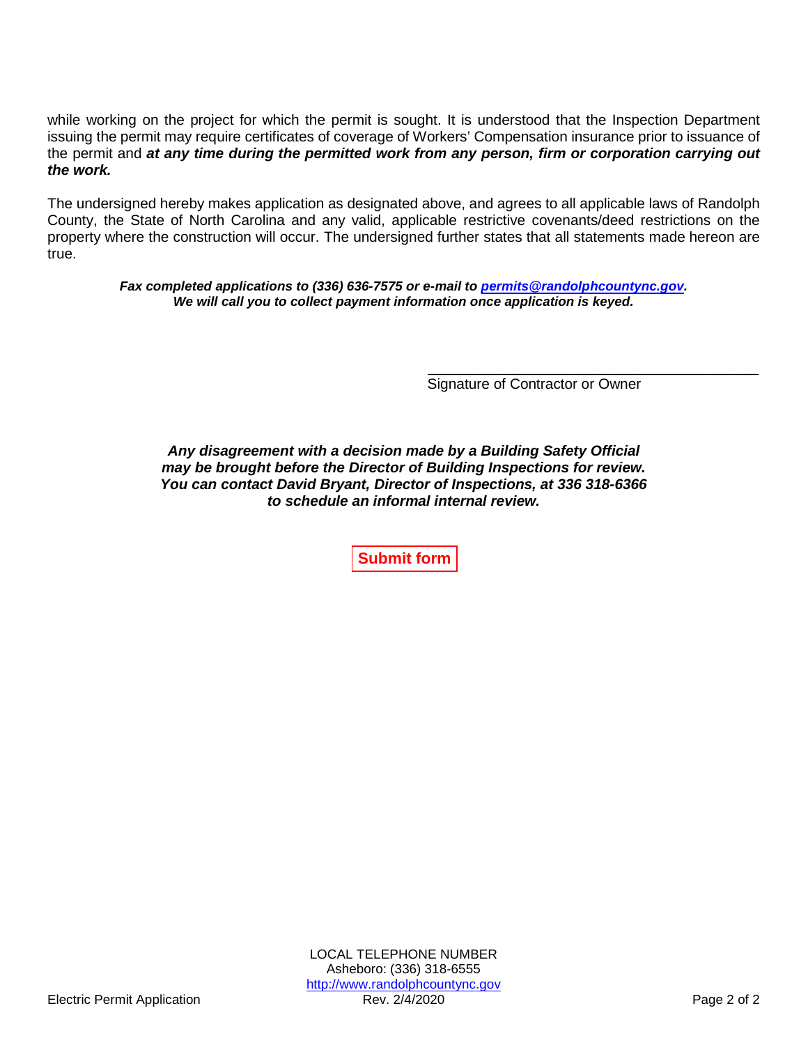while working on the project for which the permit is sought. It is understood that the Inspection Department issuing the permit may require certificates of coverage of Workers' Compensation insurance prior to issuance of the permit and ***at any time during the permitted work from any person, firm or corporation carrying out the work.***

The undersigned hereby makes application as designated above, and agrees to all applicable laws of Randolph County, the State of North Carolina and any valid, applicable restrictive covenants/deed restrictions on the property where the construction will occur. The undersigned further states that all statements made hereon are true.

***Fax completed applications to (336) 636-7575 or e-mail to [permits@randolphcountync.gov](mailto:permits@randolphcountync.gov).***
***We will call you to collect payment information once application is keyed.***

\_\_\_\_\_\_\_\_\_\_\_\_\_\_\_\_\_\_\_\_\_\_\_\_\_\_\_\_\_\_\_\_\_\_\_\_\_\_\_\_\_
Signature of Contractor or Owner

***Any disagreement with a decision made by a Building Safety Official may be brought before the Director of Building Inspections for review. You can contact David Bryant, Director of Inspections, at 336 318-6366 to schedule an informal internal review.***

**Submit form**

LOCAL TELEPHONE NUMBER
Asheboro: (336) 318-6555
[http://www.randolphcountync.gov](http://www.randolphcountync.gov)